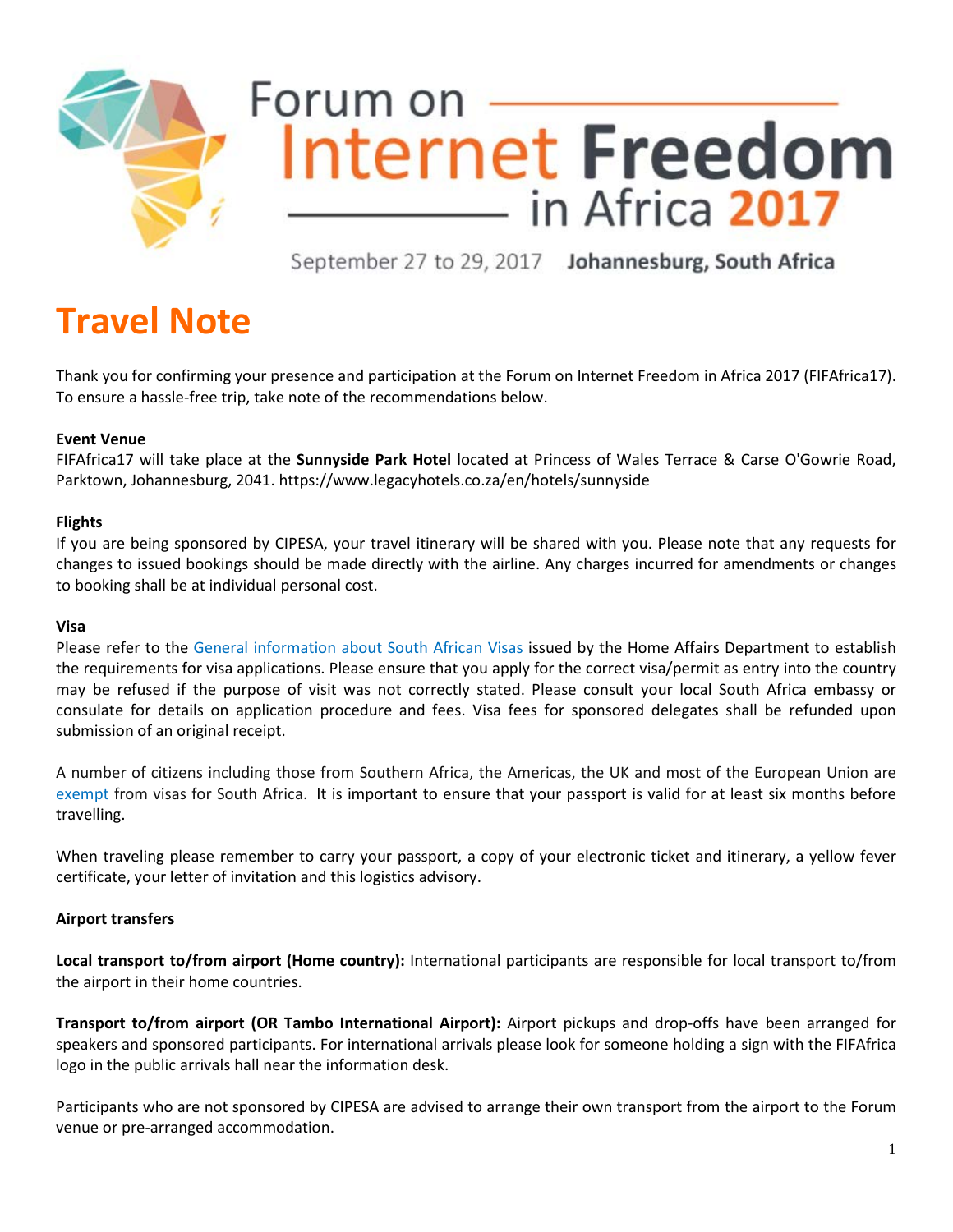# Forum on Internet Freedom in Africa 2017

September 27 to 29, 2017 **Johannesburg, South Africa**

# Travel Note

Thank you for confirming your presence and participation at the Forum on Internet Freedom in Africa 2017 (FIFAfrica17). To ensure a hassle-free trip, take note of the recommendations below.

**Event Venue**

FIFAfrica17 will take place at the **Sunnyside Park Hotel** located at Princess of Wales Terrace & Carse O'Gowrie Road, Parktown, Johannesburg, 2041. https://www.legacyhotels.co.za/en/hotels/sunnyside

**Flights**

If you are being sponsored by CIPESA, your travel itinerary will be shared with you. Please note that any requests for changes to issued bookings should be made directly with the airline. Any charges incurred for amendments or changes to booking shall be at individual personal cost.

**Visa**

Please refer to the General information about South African Visas issued by the Home Affairs Department to establish the requirements for visa applications. Please ensure that you apply for the correct visa/permit as entry into the country may be refused if the purpose of visit was not correctly stated. Please consult your local South Africa embassy or consulate for details on application procedure and fees. Visa fees for sponsored delegates shall be refunded upon submission of an original receipt.

A number of citizens including those from Southern Africa, the Americas, the UK and most of the European Union are exempt from visas for South Africa. It is important to ensure that your passport is valid for at least six months before travelling.

When traveling please remember to carry your passport, a copy of your electronic ticket and itinerary, a yellow fever certificate, your letter of invitation and this logistics advisory.

**Airport transfers**

**Local transport to/from airport (Home country):** International participants are responsible for local transport to/from the airport in their home countries.

**Transport to/from airport (OR Tambo International Airport):** Airport pickups and drop-offs have been arranged for speakers and sponsored participants. For international arrivals please look for someone holding a sign with the FIFAfrica logo in the public arrivals hall near the information desk.

Participants who are not sponsored by CIPESA are advised to arrange their own transport from the airport to the Forum venue or pre-arranged accommodation.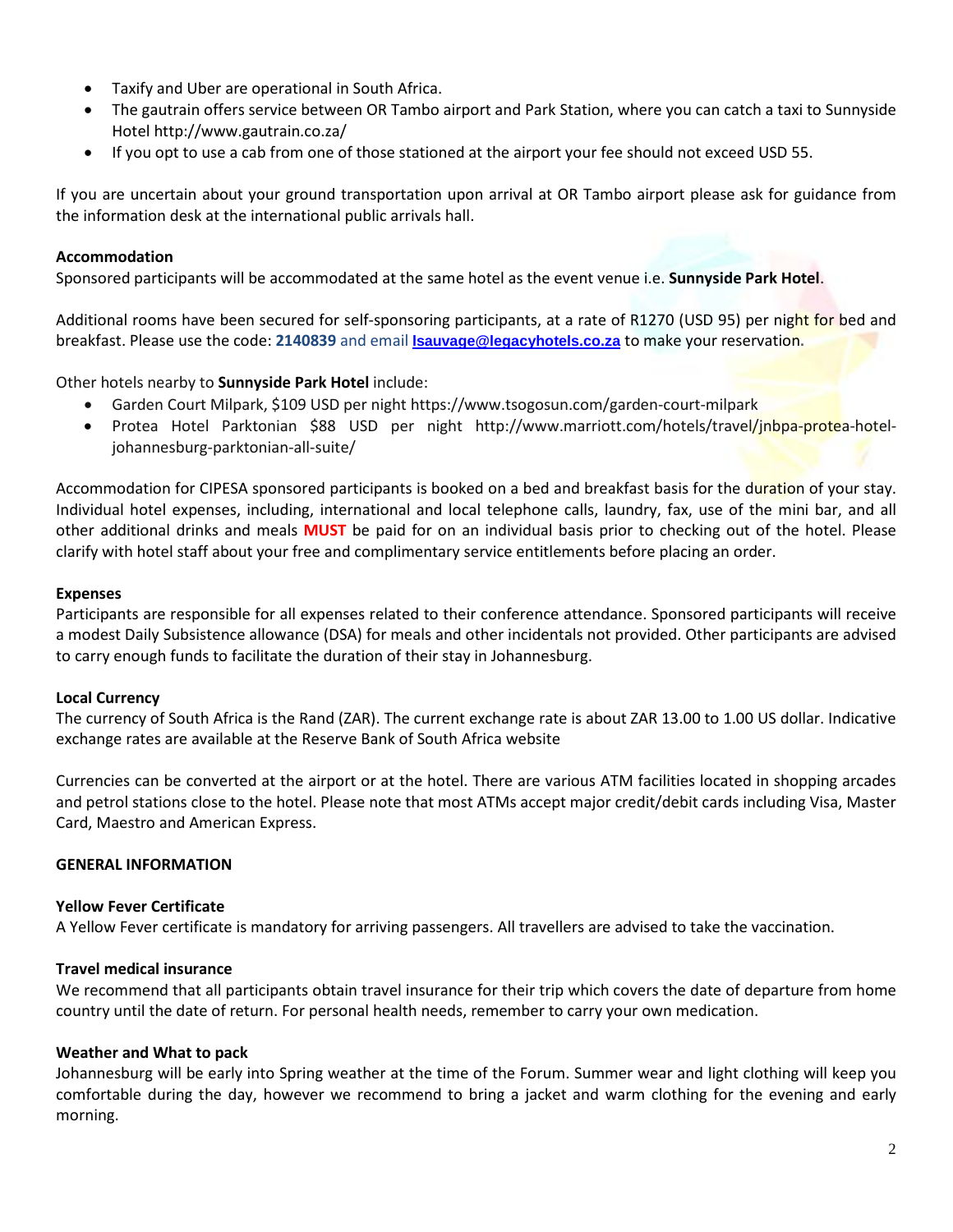- Taxify and Uber are operational in South Africa.
- The gautrain offers service between OR Tambo airport and Park Station, where you can catch a taxi to Sunnyside Hotel http://www.gautrain.co.za/
- If you opt to use a cab from one of those stationed at the airport your fee should not exceed USD 55.

If you are uncertain about your ground transportation upon arrival at OR Tambo airport please ask for guidance from the information desk at the international public arrivals hall.

**Accommodation**

Sponsored participants will be accommodated at the same hotel as the event venue i.e. **Sunnyside Park Hotel**.

Additional rooms have been secured for self-sponsoring participants, at a rate of R1270 (USD 95) per night for bed and breakfast. Please use the code: **2140839** and email **lsauvage@legacyhotels.co.za** to make your reservation.

Other hotels nearby to **Sunnyside Park Hotel** include:

- Garden Court Milpark, $109 USD per night https://www.tsogosun.com/garden-court-milpark
- Protea Hotel Parktonian $88 USD per night http://www.marriott.com/hotels/travel/jnbpa-protea-hotel-johannesburg-parktonian-all-suite/

Accommodation for CIPESA sponsored participants is booked on a bed and breakfast basis for the duration of your stay. Individual hotel expenses, including, international and local telephone calls, laundry, fax, use of the mini bar, and all other additional drinks and meals **MUST** be paid for on an individual basis prior to checking out of the hotel. Please clarify with hotel staff about your free and complimentary service entitlements before placing an order.

**Expenses**

Participants are responsible for all expenses related to their conference attendance. Sponsored participants will receive a modest Daily Subsistence allowance (DSA) for meals and other incidentals not provided. Other participants are advised to carry enough funds to facilitate the duration of their stay in Johannesburg.

**Local Currency**

The currency of South Africa is the Rand (ZAR). The current exchange rate is about ZAR 13.00 to 1.00 US dollar. Indicative exchange rates are available at the Reserve Bank of South Africa website

Currencies can be converted at the airport or at the hotel. There are various ATM facilities located in shopping arcades and petrol stations close to the hotel. Please note that most ATMs accept major credit/debit cards including Visa, Master Card, Maestro and American Express.

## GENERAL INFORMATION

**Yellow Fever Certificate**

A Yellow Fever certificate is mandatory for arriving passengers. All travellers are advised to take the vaccination.

**Travel medical insurance**

We recommend that all participants obtain travel insurance for their trip which covers the date of departure from home country until the date of return. For personal health needs, remember to carry your own medication.

**Weather and What to pack**

Johannesburg will be early into Spring weather at the time of the Forum. Summer wear and light clothing will keep you comfortable during the day, however we recommend to bring a jacket and warm clothing for the evening and early morning.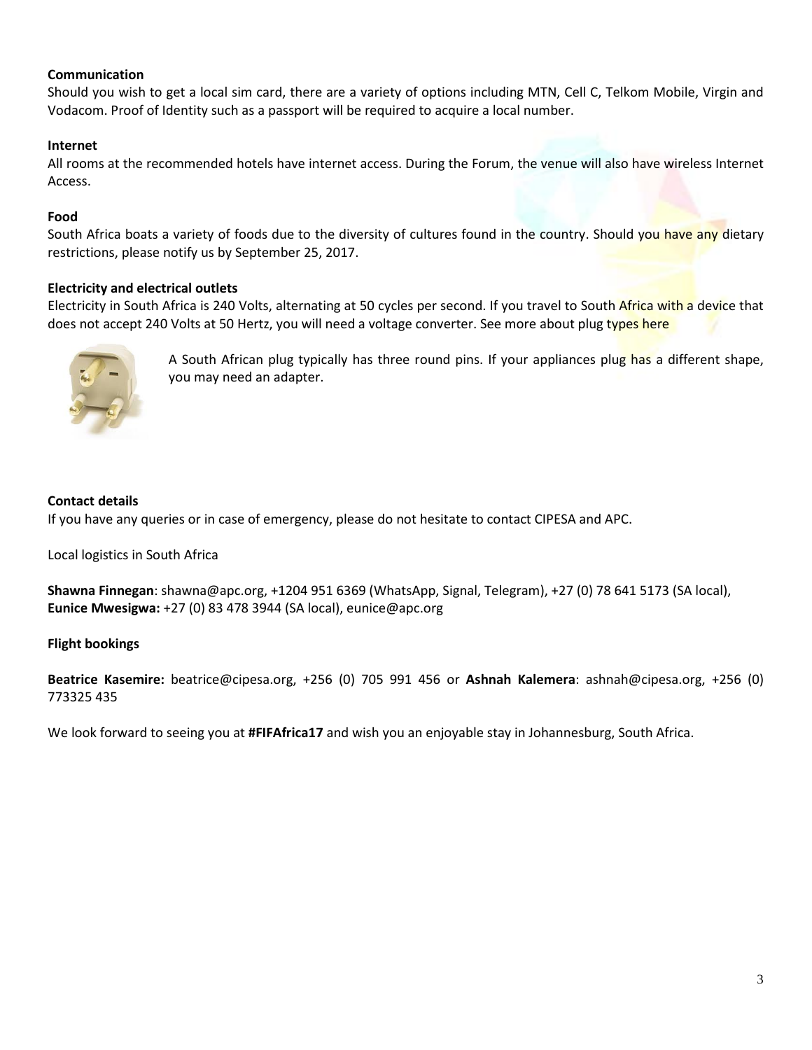**Communication**

Should you wish to get a local sim card, there are a variety of options including MTN, Cell C, Telkom Mobile, Virgin and Vodacom. Proof of Identity such as a passport will be required to acquire a local number.

**Internet**

All rooms at the recommended hotels have internet access. During the Forum, the venue will also have wireless Internet Access.

**Food**

South Africa boats a variety of foods due to the diversity of cultures found in the country. Should you have any dietary restrictions, please notify us by September 25, 2017.

**Electricity and electrical outlets**

Electricity in South Africa is 240 Volts, alternating at 50 cycles per second. If you travel to South Africa with a device that does not accept 240 Volts at 50 Hertz, you will need a voltage converter. See more about plug types here

A South African plug typically has three round pins. If your appliances plug has a different shape, you may need an adapter.

**Contact details**

If you have any queries or in case of emergency, please do not hesitate to contact CIPESA and APC.

Local logistics in South Africa

**Shawna Finnegan**: shawna@apc.org, +1204 951 6369 (WhatsApp, Signal, Telegram), +27 (0) 78 641 5173 (SA local),
**Eunice Mwesigwa:** +27 (0) 83 478 3944 (SA local), eunice@apc.org

**Flight bookings**

**Beatrice Kasemire:** beatrice@cipesa.org, +256 (0) 705 991 456 or **Ashnah Kalemera**: ashnah@cipesa.org, +256 (0) 773325 435

We look forward to seeing you at **#FIFAfrica17** and wish you an enjoyable stay in Johannesburg, South Africa.